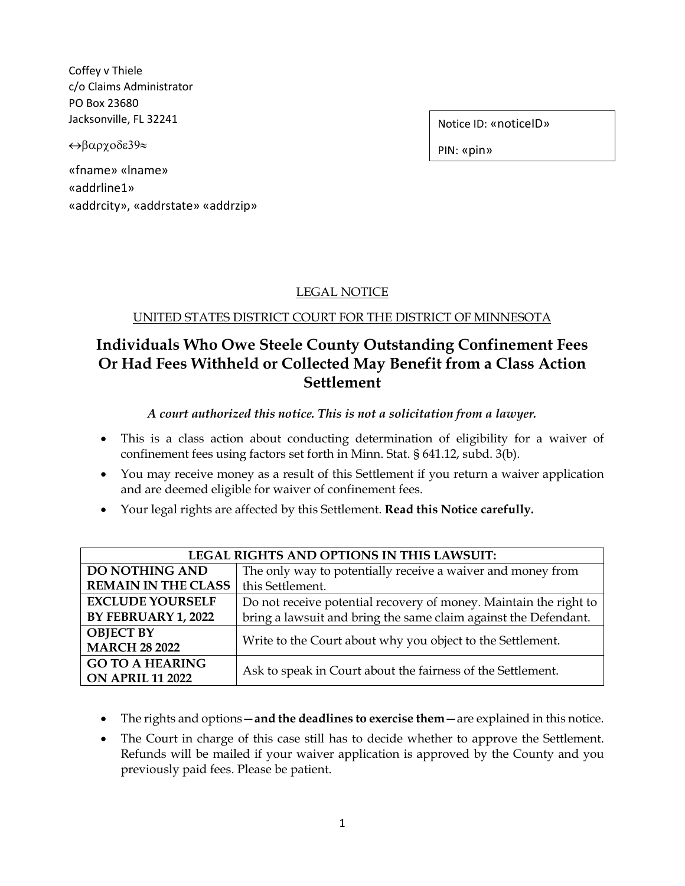Coffey v Thiele
c/o Claims Administrator
PO Box 23680
Jacksonville, FL 32241

↔βαρχοδε39≈

«fname» «lname»
«addrline1»
«addrcity», «addrstate» «addrzip»

Notice ID: «noticeID»

PIN: «pin»

LEGAL NOTICE

UNITED STATES DISTRICT COURT FOR THE DISTRICT OF MINNESOTA

# Individuals Who Owe Steele County Outstanding Confinement Fees Or Had Fees Withheld or Collected May Benefit from a Class Action Settlement

***A court authorized this notice. This is not a solicitation from a lawyer.***

- This is a class action about conducting determination of eligibility for a waiver of confinement fees using factors set forth in Minn. Stat. § 641.12, subd. 3(b).
- You may receive money as a result of this Settlement if you return a waiver application and are deemed eligible for waiver of confinement fees.
- Your legal rights are affected by this Settlement. **Read this Notice carefully.**

| **LEGAL RIGHTS AND OPTIONS IN THIS LAWSUIT:** | |
|---|---|
| **DO NOTHING AND REMAIN IN THE CLASS** | The only way to potentially receive a waiver and money from this Settlement. |
| **EXCLUDE YOURSELF BY FEBRUARY 1, 2022** | Do not receive potential recovery of money. Maintain the right to bring a lawsuit and bring the same claim against the Defendant. |
| **OBJECT BY MARCH 28 2022** | Write to the Court about why you object to the Settlement. |
| **GO TO A HEARING ON APRIL 11 2022** | Ask to speak in Court about the fairness of the Settlement. |

- The rights and options**—and the deadlines to exercise them—**are explained in this notice.
- The Court in charge of this case still has to decide whether to approve the Settlement. Refunds will be mailed if your waiver application is approved by the County and you previously paid fees. Please be patient.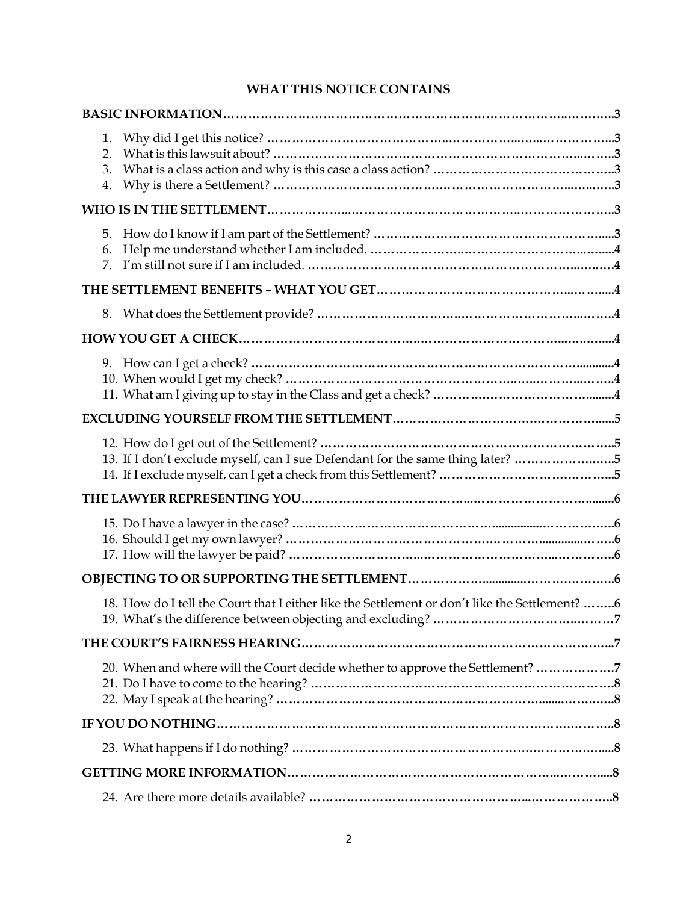## WHAT THIS NOTICE CONTAINS

**BASIC INFORMATION……………………………………………………………………………..……….3**

1. Why did I get this notice? ……………………………………..……………..…...……………..3
2. What is this lawsuit about? ………………………………………………………………...……..3
3. What is a class action and why is this case a class action? ……………………………………..3
4. Why is there a Settlement? ………………………………..…………………………..……..…..3

**WHO IS IN THE SETTLEMENT……………...………………………………….…………………..3**

5. How do I know if I am part of the Settlement? ……………………………………………….....3
6. Help me understand whether I am included. ……………………..…………………………..…....4
7. I'm still not sure if I am included. …………………………………………………………..……..4

**THE SETTLEMENT BENEFITS – WHAT YOU GET……………………………………..……....4**

8. What does the Settlement provide? …………………………..……………………………..……..4

**HOW YOU GET A CHECK………………………………………..…………………………..……....4**

9. How can I get a check? ……………………………………………………………………............4
10. When would I get my check? ………………………………………………………...……..……..4
11. What am I giving up to stay in the Class and get a check? ………….………………………........4

**EXCLUDING YOURSELF FROM THE SETTLEMENT………………………….………………......5**

12. How do I get out of the Settlement? ………………………………………………………………..5
13. If I don't exclude myself, can I sue Defendant for the same thing later? ………………..…….5
14. If I exclude myself, can I get a check from this Settlement? ……………………………….……..5

**THE LAWYER REPRESENTING YOU………………………………..…………………………........6**

15. Do I have a lawyer in the case? …………………………………………................……………..6
16. Should I get my own lawyer? ……………………………………………………..............………6
17. How will the lawyer be paid? …………………………..……………………………..……………..6

**OBJECTING TO OR SUPPORTING THE SETTLEMENT……………..............………………..6**

18. How do I tell the Court that I either like the Settlement or don't like the Settlement? ……..6
19. What's the difference between objecting and excluding? ……………………………..………7

**THE COURT'S FAIRNESS HEARING……………………………………………………………...7**

20. When and where will the Court decide whether to approve the Settlement? ………………7
21. Do I have to come to the hearing? …………………………………………………………….8
22. May I speak at the hearing? …………………………………………………….......…….….8

**IF YOU DO NOTHING…………………………………………………………………….………..8**

23. What happens if I do nothing? ……………………………………………….……………......8

**GETTING MORE INFORMATION………………………………………………………..………....8**

24. Are there more details available? ………………………………………………...………………..8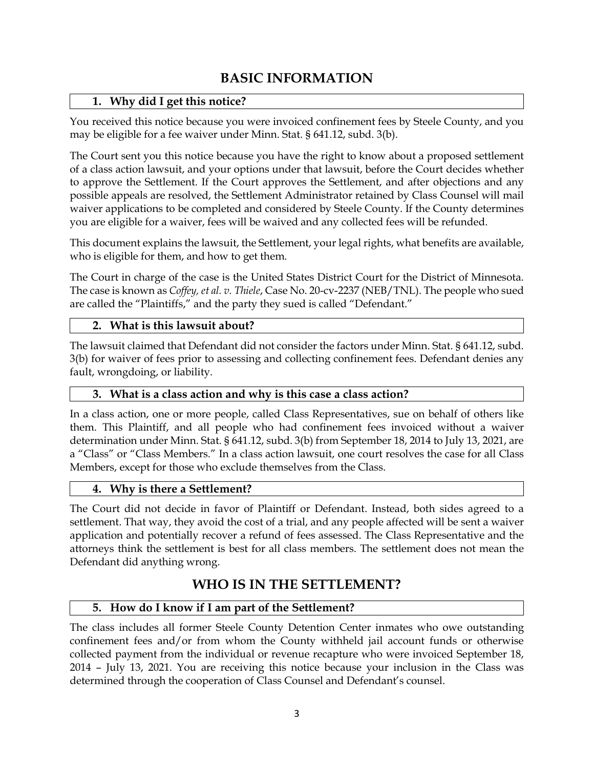# BASIC INFORMATION

### 1. Why did I get this notice?

You received this notice because you were invoiced confinement fees by Steele County, and you may be eligible for a fee waiver under Minn. Stat. § 641.12, subd. 3(b).

The Court sent you this notice because you have the right to know about a proposed settlement of a class action lawsuit, and your options under that lawsuit, before the Court decides whether to approve the Settlement. If the Court approves the Settlement, and after objections and any possible appeals are resolved, the Settlement Administrator retained by Class Counsel will mail waiver applications to be completed and considered by Steele County. If the County determines you are eligible for a waiver, fees will be waived and any collected fees will be refunded.

This document explains the lawsuit, the Settlement, your legal rights, what benefits are available, who is eligible for them, and how to get them.

The Court in charge of the case is the United States District Court for the District of Minnesota. The case is known as *Coffey, et al. v. Thiele*, Case No. 20-cv-2237 (NEB/TNL). The people who sued are called the "Plaintiffs," and the party they sued is called "Defendant."

### 2. What is this lawsuit about?

The lawsuit claimed that Defendant did not consider the factors under Minn. Stat. § 641.12, subd. 3(b) for waiver of fees prior to assessing and collecting confinement fees. Defendant denies any fault, wrongdoing, or liability.

### 3. What is a class action and why is this case a class action?

In a class action, one or more people, called Class Representatives, sue on behalf of others like them. This Plaintiff, and all people who had confinement fees invoiced without a waiver determination under Minn. Stat. § 641.12, subd. 3(b) from September 18, 2014 to July 13, 2021, are a "Class" or "Class Members." In a class action lawsuit, one court resolves the case for all Class Members, except for those who exclude themselves from the Class.

### 4. Why is there a Settlement?

The Court did not decide in favor of Plaintiff or Defendant. Instead, both sides agreed to a settlement. That way, they avoid the cost of a trial, and any people affected will be sent a waiver application and potentially recover a refund of fees assessed. The Class Representative and the attorneys think the settlement is best for all class members. The settlement does not mean the Defendant did anything wrong.

# WHO IS IN THE SETTLEMENT?

### 5. How do I know if I am part of the Settlement?

The class includes all former Steele County Detention Center inmates who owe outstanding confinement fees and/or from whom the County withheld jail account funds or otherwise collected payment from the individual or revenue recapture who were invoiced September 18, 2014 – July 13, 2021. You are receiving this notice because your inclusion in the Class was determined through the cooperation of Class Counsel and Defendant's counsel.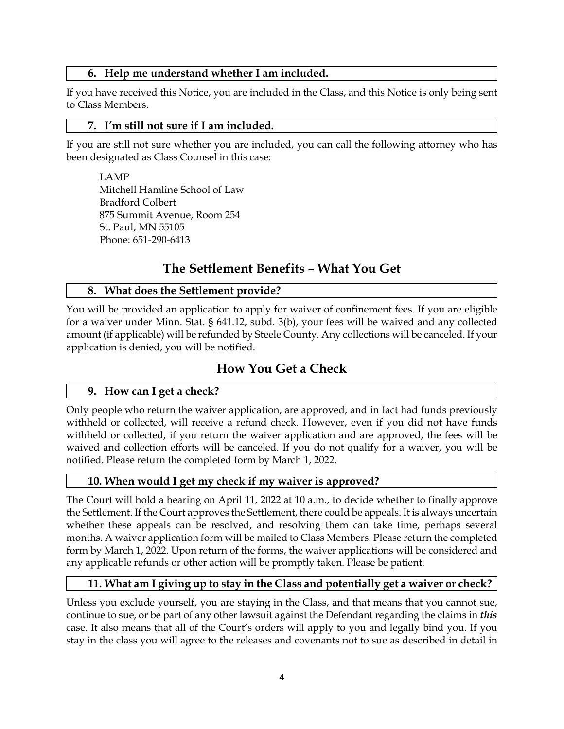### 6. Help me understand whether I am included.

If you have received this Notice, you are included in the Class, and this Notice is only being sent to Class Members.

### 7. I'm still not sure if I am included.

If you are still not sure whether you are included, you can call the following attorney who has been designated as Class Counsel in this case:

LAMP
Mitchell Hamline School of Law
Bradford Colbert
875 Summit Avenue, Room 254
St. Paul, MN 55105
Phone: 651-290-6413

## The Settlement Benefits – What You Get

### 8. What does the Settlement provide?

You will be provided an application to apply for waiver of confinement fees. If you are eligible for a waiver under Minn. Stat. § 641.12, subd. 3(b), your fees will be waived and any collected amount (if applicable) will be refunded by Steele County. Any collections will be canceled. If your application is denied, you will be notified.

## How You Get a Check

### 9. How can I get a check?

Only people who return the waiver application, are approved, and in fact had funds previously withheld or collected, will receive a refund check. However, even if you did not have funds withheld or collected, if you return the waiver application and are approved, the fees will be waived and collection efforts will be canceled. If you do not qualify for a waiver, you will be notified. Please return the completed form by March 1, 2022.

### 10. When would I get my check if my waiver is approved?

The Court will hold a hearing on April 11, 2022 at 10 a.m., to decide whether to finally approve the Settlement. If the Court approves the Settlement, there could be appeals. It is always uncertain whether these appeals can be resolved, and resolving them can take time, perhaps several months. A waiver application form will be mailed to Class Members. Please return the completed form by March 1, 2022. Upon return of the forms, the waiver applications will be considered and any applicable refunds or other action will be promptly taken. Please be patient.

### 11. What am I giving up to stay in the Class and potentially get a waiver or check?

Unless you exclude yourself, you are staying in the Class, and that means that you cannot sue, continue to sue, or be part of any other lawsuit against the Defendant regarding the claims in ***this*** case. It also means that all of the Court's orders will apply to you and legally bind you. If you stay in the class you will agree to the releases and covenants not to sue as described in detail in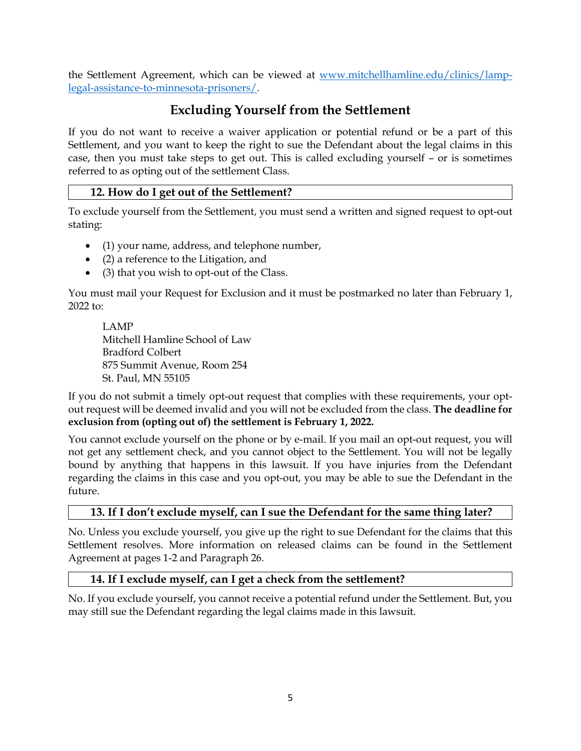the Settlement Agreement, which can be viewed at [www.mitchellhamline.edu/clinics/lamp-legal-assistance-to-minnesota-prisoners/](www.mitchellhamline.edu/clinics/lamp-legal-assistance-to-minnesota-prisoners/).

## Excluding Yourself from the Settlement

If you do not want to receive a waiver application or potential refund or be a part of this Settlement, and you want to keep the right to sue the Defendant about the legal claims in this case, then you must take steps to get out. This is called excluding yourself – or is sometimes referred to as opting out of the settlement Class.

### 12. How do I get out of the Settlement?

To exclude yourself from the Settlement, you must send a written and signed request to opt-out stating:

- (1) your name, address, and telephone number,
- (2) a reference to the Litigation, and
- (3) that you wish to opt-out of the Class.

You must mail your Request for Exclusion and it must be postmarked no later than February 1, 2022 to:

> LAMP
> Mitchell Hamline School of Law
> Bradford Colbert
> 875 Summit Avenue, Room 254
> St. Paul, MN 55105

If you do not submit a timely opt-out request that complies with these requirements, your opt-out request will be deemed invalid and you will not be excluded from the class. **The deadline for exclusion from (opting out of) the settlement is February 1, 2022.**

You cannot exclude yourself on the phone or by e-mail. If you mail an opt-out request, you will not get any settlement check, and you cannot object to the Settlement. You will not be legally bound by anything that happens in this lawsuit. If you have injuries from the Defendant regarding the claims in this case and you opt-out, you may be able to sue the Defendant in the future.

### 13. If I don't exclude myself, can I sue the Defendant for the same thing later?

No. Unless you exclude yourself, you give up the right to sue Defendant for the claims that this Settlement resolves. More information on released claims can be found in the Settlement Agreement at pages 1-2 and Paragraph 26.

### 14. If I exclude myself, can I get a check from the settlement?

No. If you exclude yourself, you cannot receive a potential refund under the Settlement. But, you may still sue the Defendant regarding the legal claims made in this lawsuit.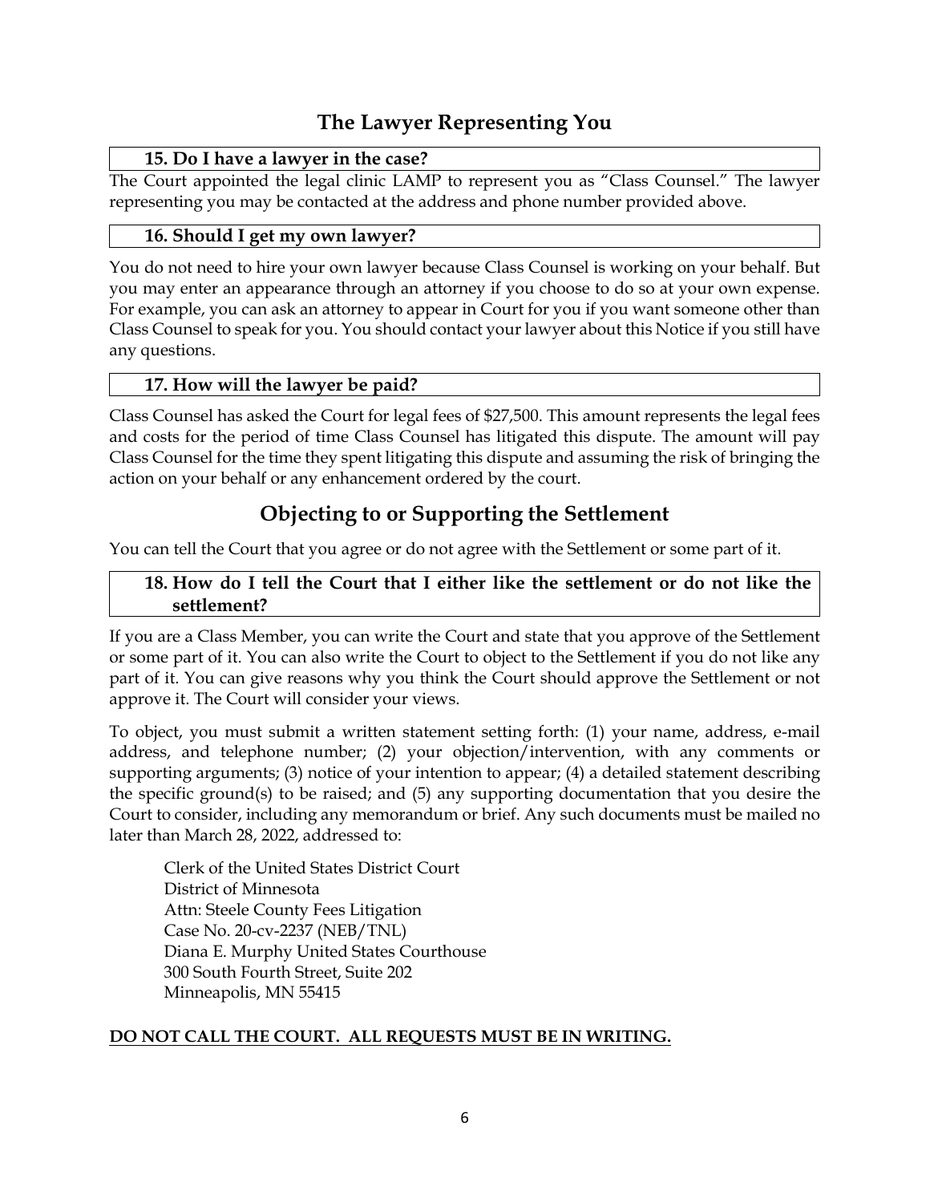## The Lawyer Representing You

### 15. Do I have a lawyer in the case?

The Court appointed the legal clinic LAMP to represent you as "Class Counsel." The lawyer representing you may be contacted at the address and phone number provided above.

### 16. Should I get my own lawyer?

You do not need to hire your own lawyer because Class Counsel is working on your behalf. But you may enter an appearance through an attorney if you choose to do so at your own expense. For example, you can ask an attorney to appear in Court for you if you want someone other than Class Counsel to speak for you. You should contact your lawyer about this Notice if you still have any questions.

### 17. How will the lawyer be paid?

Class Counsel has asked the Court for legal fees of $27,500. This amount represents the legal fees and costs for the period of time Class Counsel has litigated this dispute. The amount will pay Class Counsel for the time they spent litigating this dispute and assuming the risk of bringing the action on your behalf or any enhancement ordered by the court.

## Objecting to or Supporting the Settlement

You can tell the Court that you agree or do not agree with the Settlement or some part of it.

### 18. How do I tell the Court that I either like the settlement or do not like the settlement?

If you are a Class Member, you can write the Court and state that you approve of the Settlement or some part of it. You can also write the Court to object to the Settlement if you do not like any part of it. You can give reasons why you think the Court should approve the Settlement or not approve it. The Court will consider your views.

To object, you must submit a written statement setting forth: (1) your name, address, e-mail address, and telephone number; (2) your objection/intervention, with any comments or supporting arguments; (3) notice of your intention to appear; (4) a detailed statement describing the specific ground(s) to be raised; and (5) any supporting documentation that you desire the Court to consider, including any memorandum or brief. Any such documents must be mailed no later than March 28, 2022, addressed to:

Clerk of the United States District Court
District of Minnesota
Attn: Steele County Fees Litigation
Case No. 20-cv-2237 (NEB/TNL)
Diana E. Murphy United States Courthouse
300 South Fourth Street, Suite 202
Minneapolis, MN 55415

**DO NOT CALL THE COURT. ALL REQUESTS MUST BE IN WRITING.**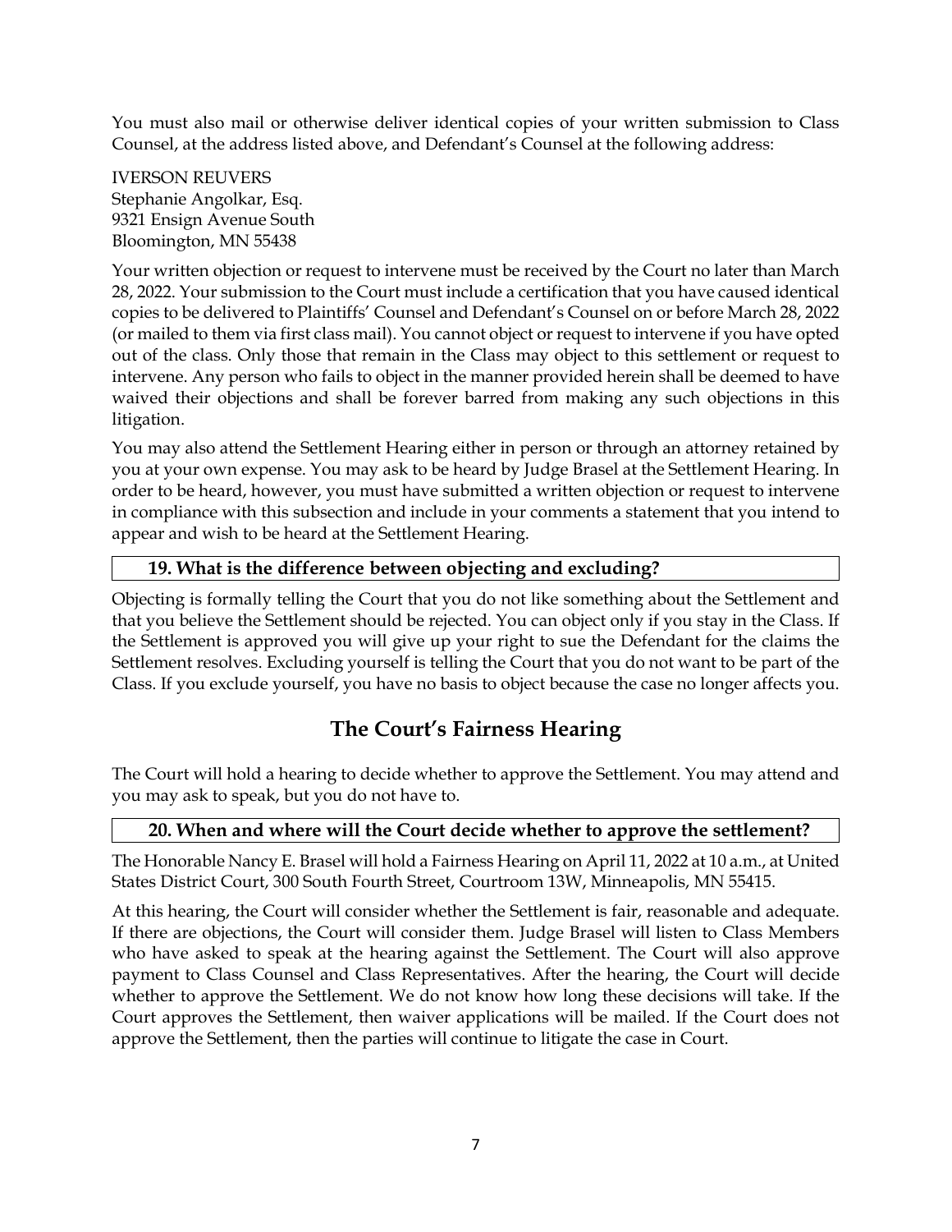You must also mail or otherwise deliver identical copies of your written submission to Class Counsel, at the address listed above, and Defendant's Counsel at the following address:

IVERSON REUVERS
Stephanie Angolkar, Esq.
9321 Ensign Avenue South
Bloomington, MN 55438

Your written objection or request to intervene must be received by the Court no later than March 28, 2022. Your submission to the Court must include a certification that you have caused identical copies to be delivered to Plaintiffs' Counsel and Defendant's Counsel on or before March 28, 2022 (or mailed to them via first class mail). You cannot object or request to intervene if you have opted out of the class. Only those that remain in the Class may object to this settlement or request to intervene. Any person who fails to object in the manner provided herein shall be deemed to have waived their objections and shall be forever barred from making any such objections in this litigation.

You may also attend the Settlement Hearing either in person or through an attorney retained by you at your own expense. You may ask to be heard by Judge Brasel at the Settlement Hearing. In order to be heard, however, you must have submitted a written objection or request to intervene in compliance with this subsection and include in your comments a statement that you intend to appear and wish to be heard at the Settlement Hearing.

### 19. What is the difference between objecting and excluding?

Objecting is formally telling the Court that you do not like something about the Settlement and that you believe the Settlement should be rejected. You can object only if you stay in the Class. If the Settlement is approved you will give up your right to sue the Defendant for the claims the Settlement resolves. Excluding yourself is telling the Court that you do not want to be part of the Class. If you exclude yourself, you have no basis to object because the case no longer affects you.

## The Court's Fairness Hearing

The Court will hold a hearing to decide whether to approve the Settlement. You may attend and you may ask to speak, but you do not have to.

### 20. When and where will the Court decide whether to approve the settlement?

The Honorable Nancy E. Brasel will hold a Fairness Hearing on April 11, 2022 at 10 a.m., at United States District Court, 300 South Fourth Street, Courtroom 13W, Minneapolis, MN 55415.

At this hearing, the Court will consider whether the Settlement is fair, reasonable and adequate. If there are objections, the Court will consider them. Judge Brasel will listen to Class Members who have asked to speak at the hearing against the Settlement. The Court will also approve payment to Class Counsel and Class Representatives. After the hearing, the Court will decide whether to approve the Settlement. We do not know how long these decisions will take. If the Court approves the Settlement, then waiver applications will be mailed. If the Court does not approve the Settlement, then the parties will continue to litigate the case in Court.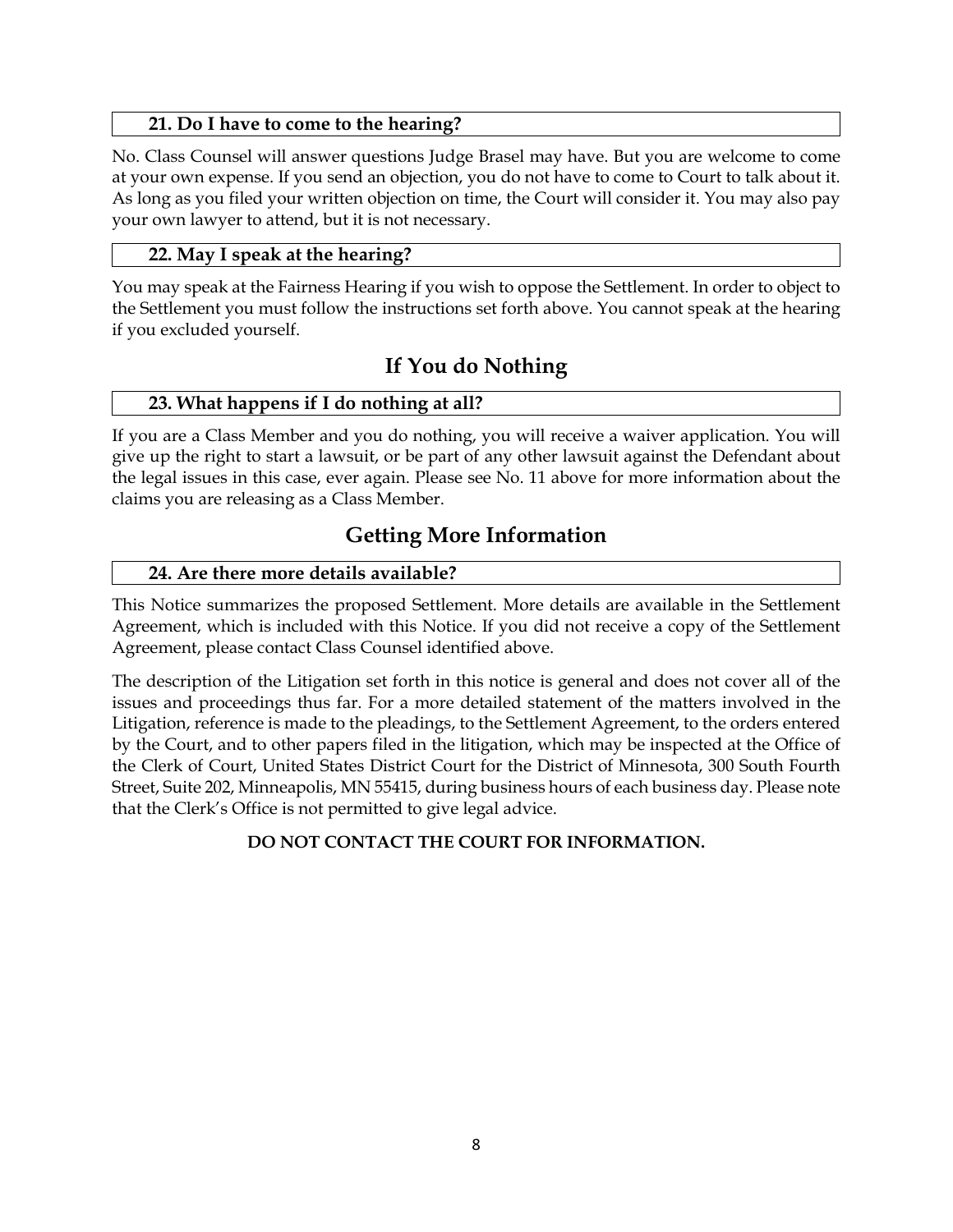### 21. Do I have to come to the hearing?

No. Class Counsel will answer questions Judge Brasel may have. But you are welcome to come at your own expense. If you send an objection, you do not have to come to Court to talk about it. As long as you filed your written objection on time, the Court will consider it. You may also pay your own lawyer to attend, but it is not necessary.

### 22. May I speak at the hearing?

You may speak at the Fairness Hearing if you wish to oppose the Settlement. In order to object to the Settlement you must follow the instructions set forth above. You cannot speak at the hearing if you excluded yourself.

## If You do Nothing

### 23. What happens if I do nothing at all?

If you are a Class Member and you do nothing, you will receive a waiver application. You will give up the right to start a lawsuit, or be part of any other lawsuit against the Defendant about the legal issues in this case, ever again. Please see No. 11 above for more information about the claims you are releasing as a Class Member.

## Getting More Information

### 24. Are there more details available?

This Notice summarizes the proposed Settlement. More details are available in the Settlement Agreement, which is included with this Notice. If you did not receive a copy of the Settlement Agreement, please contact Class Counsel identified above.

The description of the Litigation set forth in this notice is general and does not cover all of the issues and proceedings thus far. For a more detailed statement of the matters involved in the Litigation, reference is made to the pleadings, to the Settlement Agreement, to the orders entered by the Court, and to other papers filed in the litigation, which may be inspected at the Office of the Clerk of Court, United States District Court for the District of Minnesota, 300 South Fourth Street, Suite 202, Minneapolis, MN 55415, during business hours of each business day. Please note that the Clerk's Office is not permitted to give legal advice.

**DO NOT CONTACT THE COURT FOR INFORMATION.**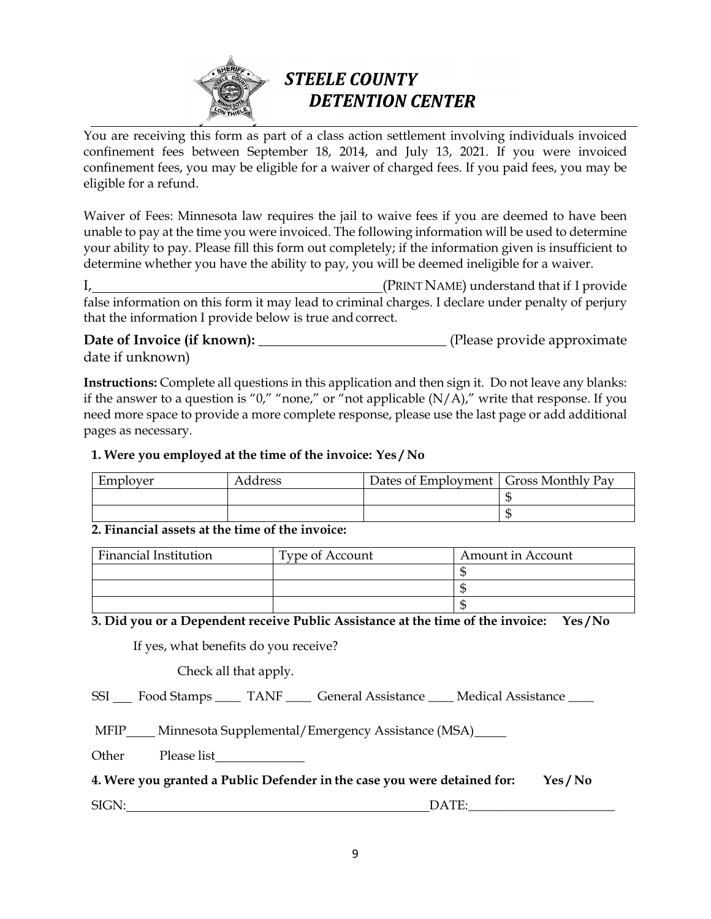# STEELE COUNTY DETENTION CENTER

You are receiving this form as part of a class action settlement involving individuals invoiced confinement fees between September 18, 2014, and July 13, 2021. If you were invoiced confinement fees, you may be eligible for a waiver of charged fees. If you paid fees, you may be eligible for a refund.

Waiver of Fees: Minnesota law requires the jail to waive fees if you are deemed to have been unable to pay at the time you were invoiced. The following information will be used to determine your ability to pay. Please fill this form out completely; if the information given is insufficient to determine whether you have the ability to pay, you will be deemed ineligible for a waiver.

I,\_\_\_\_\_\_\_\_\_\_\_\_\_\_\_\_\_\_\_\_\_\_\_\_\_\_\_\_\_\_\_\_\_\_\_\_\_\_\_\_(PRINT NAME) understand that if I provide false information on this form it may lead to criminal charges. I declare under penalty of perjury that the information I provide below is true and correct.

**Date of Invoice (if known):** \_\_\_\_\_\_\_\_\_\_\_\_\_\_\_\_\_\_\_\_\_\_\_\_\_\_\_ (Please provide approximate date if unknown)

**Instructions:** Complete all questions in this application and then sign it. Do not leave any blanks: if the answer to a question is "0," "none," or "not applicable (N/A)," write that response. If you need more space to provide a more complete response, please use the last page or add additional pages as necessary.

**1. Were you employed at the time of the invoice: Yes / No**

| Employer | Address | Dates of Employment | Gross Monthly Pay |
|---|---|---|---|
| | | | $ |
| | | | $ |

**2. Financial assets at the time of the invoice:**

| Financial Institution | Type of Account | Amount in Account |
|---|---|---|
| | | $ |
| | | $ |
| | | $ |

**3. Did you or a Dependent receive Public Assistance at the time of the invoice: Yes / No**

If yes, what benefits do you receive?

Check all that apply.

SSI \_\_\_ Food Stamps \_\_\_\_ TANF \_\_\_\_ General Assistance \_\_\_\_ Medical Assistance \_\_\_\_

MFIP\_\_\_\_ Minnesota Supplemental/Emergency Assistance (MSA)\_\_\_\_

Other Please list\_\_\_\_\_\_\_\_\_\_\_\_\_

**4. Were you granted a Public Defender in the case you were detained for: Yes / No**

SIGN:\_\_\_\_\_\_\_\_\_\_\_\_\_\_\_\_\_\_\_\_\_\_\_\_\_\_\_\_\_\_\_\_\_\_\_\_\_\_\_\_\_\_\_\_\_\_DATE:\_\_\_\_\_\_\_\_\_\_\_\_\_\_\_\_\_\_\_\_\_\_\_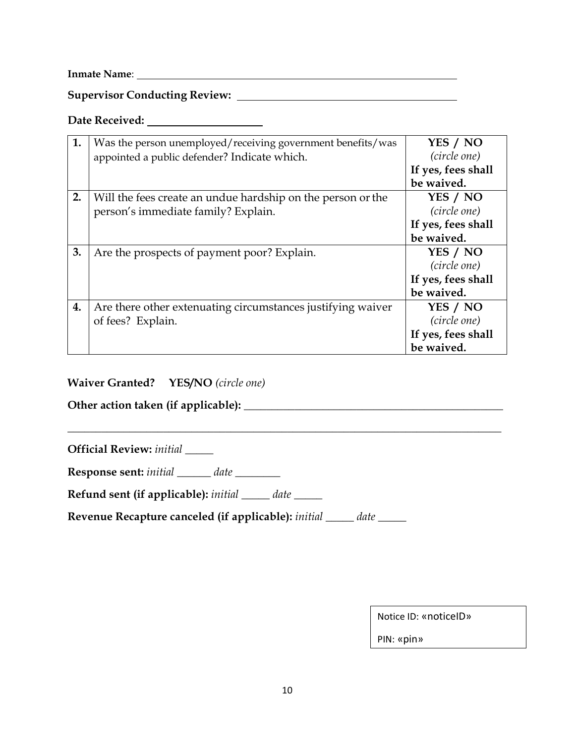**Inmate Name**: ______________________________

**Supervisor Conducting Review:** ______________________________

**Date Received:** ____________________

| | | |
|---|---|---|
| **1.** | Was the person unemployed/receiving government benefits/was appointed a public defender? Indicate which. | **YES / NO** *(circle one)* **If yes, fees shall be waived.** |
| **2.** | Will the fees create an undue hardship on the person or the person's immediate family? Explain. | **YES / NO** *(circle one)* **If yes, fees shall be waived.** |
| **3.** | Are the prospects of payment poor? Explain. | **YES / NO** *(circle one)* **If yes, fees shall be waived.** |
| **4.** | Are there other extenuating circumstances justifying waiver of fees? Explain. | **YES / NO** *(circle one)* **If yes, fees shall be waived.** |

**Waiver Granted?** **YES/NO** *(circle one)*

**Other action taken (if applicable):** ______________________________________________

______________________________________________________________________________

**Official Review:** *initial* _____

**Response sent:** *initial* ______ *date* ________

**Refund sent (if applicable):** *initial* _____ *date* _____

**Revenue Recapture canceled (if applicable):** *initial* _____ *date* _____

Notice ID: «noticeID»

PIN: «pin»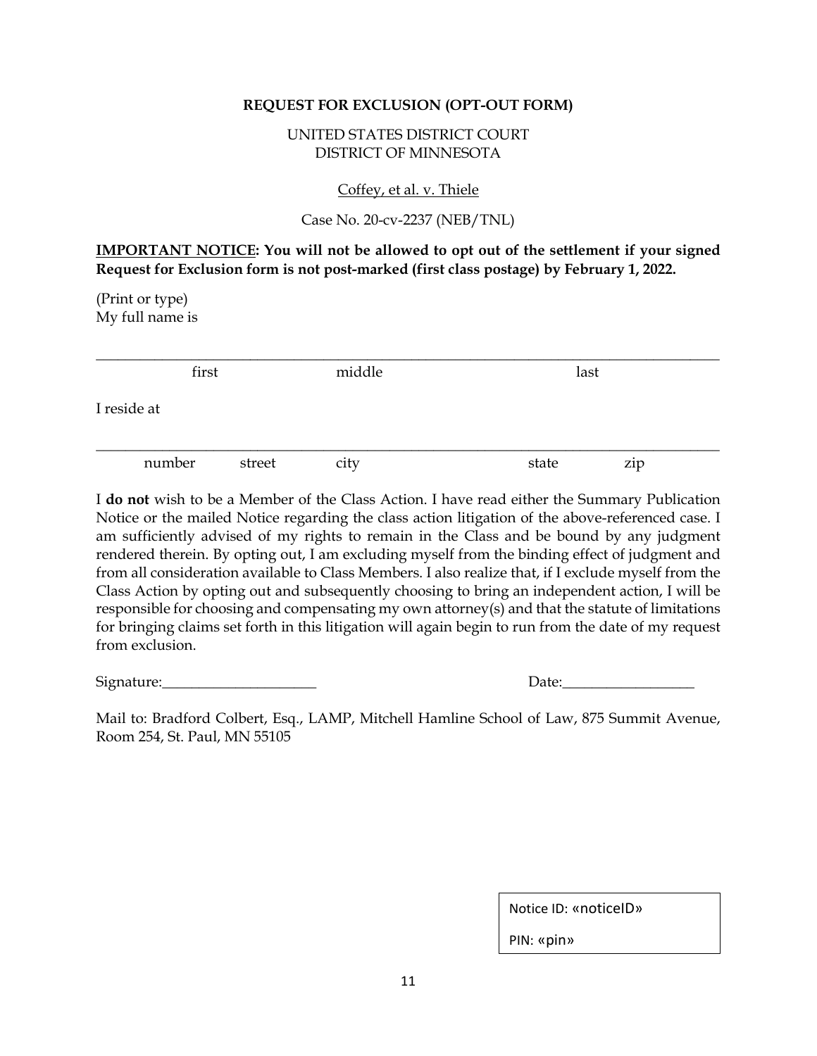**REQUEST FOR EXCLUSION (OPT-OUT FORM)**

UNITED STATES DISTRICT COURT
DISTRICT OF MINNESOTA

Coffey, et al. v. Thiele

Case No. 20-cv-2237 (NEB/TNL)

**IMPORTANT NOTICE: You will not be allowed to opt out of the settlement if your signed Request for Exclusion form is not post-marked (first class postage) by February 1, 2022.**

(Print or type)
My full name is

\_\_\_\_\_\_\_\_\_\_\_\_\_\_\_\_\_\_\_\_\_\_\_\_\_\_\_\_\_\_\_\_\_\_\_\_\_\_\_\_\_\_\_\_\_\_\_\_\_\_\_\_\_\_\_\_\_\_\_\_\_\_\_\_\_\_\_\_\_\_\_\_\_\_\_\_\_\_\_\_\_\_

first          middle          last

I reside at

\_\_\_\_\_\_\_\_\_\_\_\_\_\_\_\_\_\_\_\_\_\_\_\_\_\_\_\_\_\_\_\_\_\_\_\_\_\_\_\_\_\_\_\_\_\_\_\_\_\_\_\_\_\_\_\_\_\_\_\_\_\_\_\_\_\_\_\_\_\_\_\_\_\_\_\_\_\_\_\_\_\_

number     street     city          state     zip

I **do not** wish to be a Member of the Class Action. I have read either the Summary Publication Notice or the mailed Notice regarding the class action litigation of the above-referenced case. I am sufficiently advised of my rights to remain in the Class and be bound by any judgment rendered therein. By opting out, I am excluding myself from the binding effect of judgment and from all consideration available to Class Members. I also realize that, if I exclude myself from the Class Action by opting out and subsequently choosing to bring an independent action, I will be responsible for choosing and compensating my own attorney(s) and that the statute of limitations for bringing claims set forth in this litigation will again begin to run from the date of my request from exclusion.

Signature:\_\_\_\_\_\_\_\_\_\_\_\_\_\_\_\_\_\_\_\_\_          Date:\_\_\_\_\_\_\_\_\_\_\_\_\_\_\_\_\_\_

Mail to: Bradford Colbert, Esq., LAMP, Mitchell Hamline School of Law, 875 Summit Avenue, Room 254, St. Paul, MN 55105

Notice ID: «noticeID»

PIN: «pin»